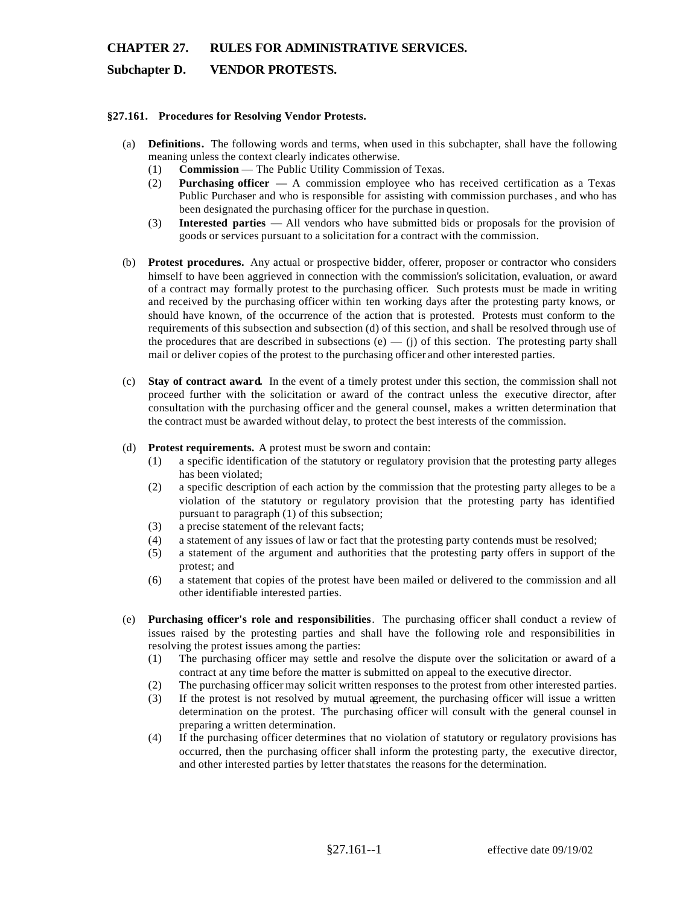# CHAPTER 27. RULES FOR ADMINISTRATIVE SERVICES.

## Subchapter D. VENDOR PROTESTS.

### §27.161. Procedures for Resolving Vendor Protests.

(a) **Definitions.** The following words and terms, when used in this subchapter, shall have the following meaning unless the context clearly indicates otherwise.

(1) **Commission** — The Public Utility Commission of Texas.

(2) **Purchasing officer** — A commission employee who has received certification as a Texas Public Purchaser and who is responsible for assisting with commission purchases, and who has been designated the purchasing officer for the purchase in question.

(3) **Interested parties** — All vendors who have submitted bids or proposals for the provision of goods or services pursuant to a solicitation for a contract with the commission.

(b) **Protest procedures.** Any actual or prospective bidder, offerer, proposer or contractor who considers himself to have been aggrieved in connection with the commission's solicitation, evaluation, or award of a contract may formally protest to the purchasing officer. Such protests must be made in writing and received by the purchasing officer within ten working days after the protesting party knows, or should have known, of the occurrence of the action that is protested. Protests must conform to the requirements of this subsection and subsection (d) of this section, and shall be resolved through use of the procedures that are described in subsections (e) — (j) of this section. The protesting party shall mail or deliver copies of the protest to the purchasing officer and other interested parties.

(c) **Stay of contract award.** In the event of a timely protest under this section, the commission shall not proceed further with the solicitation or award of the contract unless the executive director, after consultation with the purchasing officer and the general counsel, makes a written determination that the contract must be awarded without delay, to protect the best interests of the commission.

(d) **Protest requirements.** A protest must be sworn and contain:

(1) a specific identification of the statutory or regulatory provision that the protesting party alleges has been violated;

(2) a specific description of each action by the commission that the protesting party alleges to be a violation of the statutory or regulatory provision that the protesting party has identified pursuant to paragraph (1) of this subsection;

(3) a precise statement of the relevant facts;

(4) a statement of any issues of law or fact that the protesting party contends must be resolved;

(5) a statement of the argument and authorities that the protesting party offers in support of the protest; and

(6) a statement that copies of the protest have been mailed or delivered to the commission and all other identifiable interested parties.

(e) **Purchasing officer's role and responsibilities**. The purchasing officer shall conduct a review of issues raised by the protesting parties and shall have the following role and responsibilities in resolving the protest issues among the parties:

(1) The purchasing officer may settle and resolve the dispute over the solicitation or award of a contract at any time before the matter is submitted on appeal to the executive director.

(2) The purchasing officer may solicit written responses to the protest from other interested parties.

(3) If the protest is not resolved by mutual agreement, the purchasing officer will issue a written determination on the protest. The purchasing officer will consult with the general counsel in preparing a written determination.

(4) If the purchasing officer determines that no violation of statutory or regulatory provisions has occurred, then the purchasing officer shall inform the protesting party, the executive director, and other interested parties by letter that states the reasons for the determination.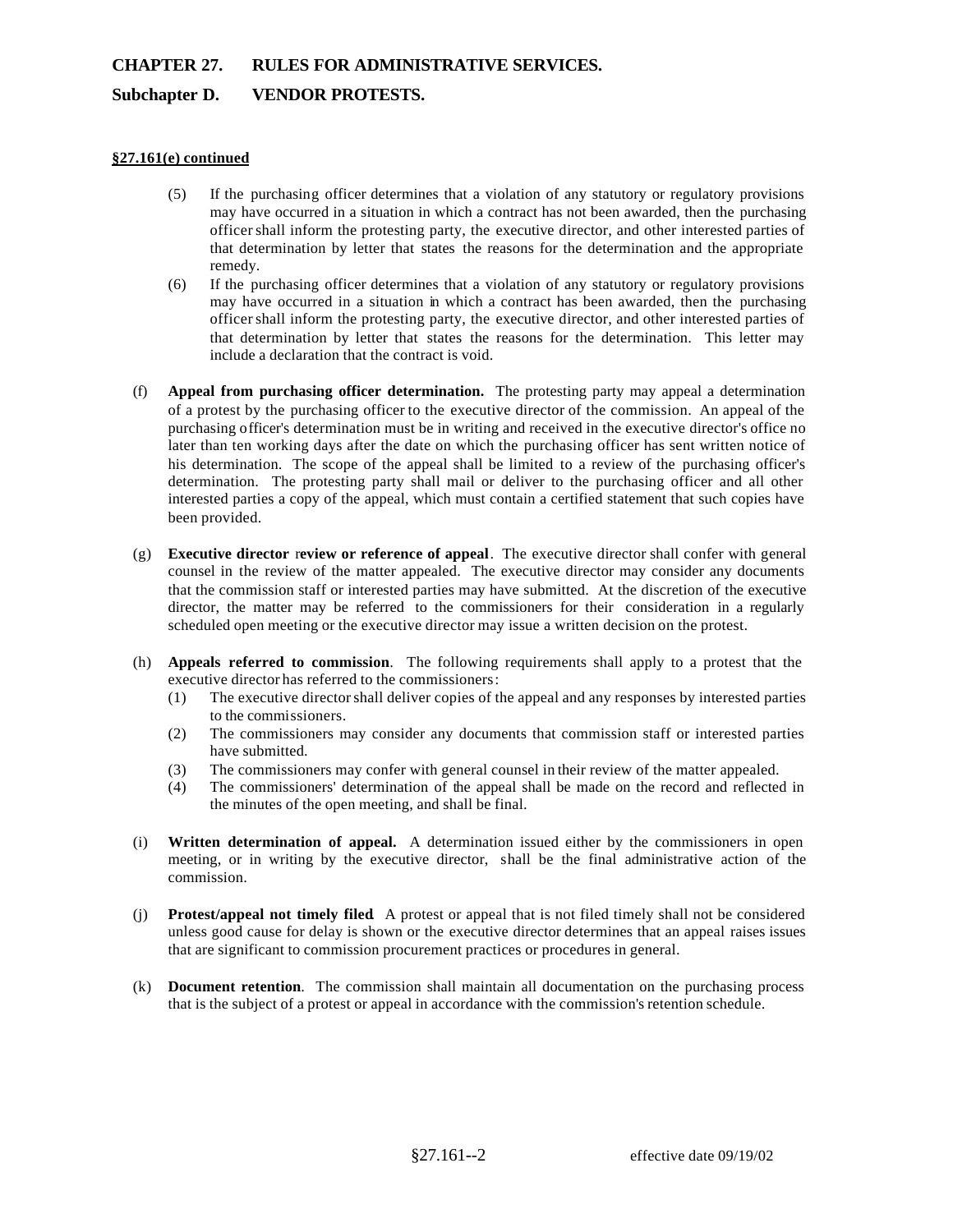## CHAPTER 27. RULES FOR ADMINISTRATIVE SERVICES.

## Subchapter D. VENDOR PROTESTS.

**§27.161(e) continued**

(5) If the purchasing officer determines that a violation of any statutory or regulatory provisions may have occurred in a situation in which a contract has not been awarded, then the purchasing officer shall inform the protesting party, the executive director, and other interested parties of that determination by letter that states the reasons for the determination and the appropriate remedy.

(6) If the purchasing officer determines that a violation of any statutory or regulatory provisions may have occurred in a situation in which a contract has been awarded, then the purchasing officer shall inform the protesting party, the executive director, and other interested parties of that determination by letter that states the reasons for the determination. This letter may include a declaration that the contract is void.

(f) **Appeal from purchasing officer determination.** The protesting party may appeal a determination of a protest by the purchasing officer to the executive director of the commission. An appeal of the purchasing officer's determination must be in writing and received in the executive director's office no later than ten working days after the date on which the purchasing officer has sent written notice of his determination. The scope of the appeal shall be limited to a review of the purchasing officer's determination. The protesting party shall mail or deliver to the purchasing officer and all other interested parties a copy of the appeal, which must contain a certified statement that such copies have been provided.

(g) **Executive director review or reference of appeal**. The executive director shall confer with general counsel in the review of the matter appealed. The executive director may consider any documents that the commission staff or interested parties may have submitted. At the discretion of the executive director, the matter may be referred to the commissioners for their consideration in a regularly scheduled open meeting or the executive director may issue a written decision on the protest.

(h) **Appeals referred to commission**. The following requirements shall apply to a protest that the executive director has referred to the commissioners:

(1) The executive director shall deliver copies of the appeal and any responses by interested parties to the commissioners.

(2) The commissioners may consider any documents that commission staff or interested parties have submitted.

(3) The commissioners may confer with general counsel in their review of the matter appealed.

(4) The commissioners' determination of the appeal shall be made on the record and reflected in the minutes of the open meeting, and shall be final.

(i) **Written determination of appeal.** A determination issued either by the commissioners in open meeting, or in writing by the executive director, shall be the final administrative action of the commission.

(j) **Protest/appeal not timely filed**. A protest or appeal that is not filed timely shall not be considered unless good cause for delay is shown or the executive director determines that an appeal raises issues that are significant to commission procurement practices or procedures in general.

(k) **Document retention**. The commission shall maintain all documentation on the purchasing process that is the subject of a protest or appeal in accordance with the commission's retention schedule.

§27.161--2 effective date 09/19/02